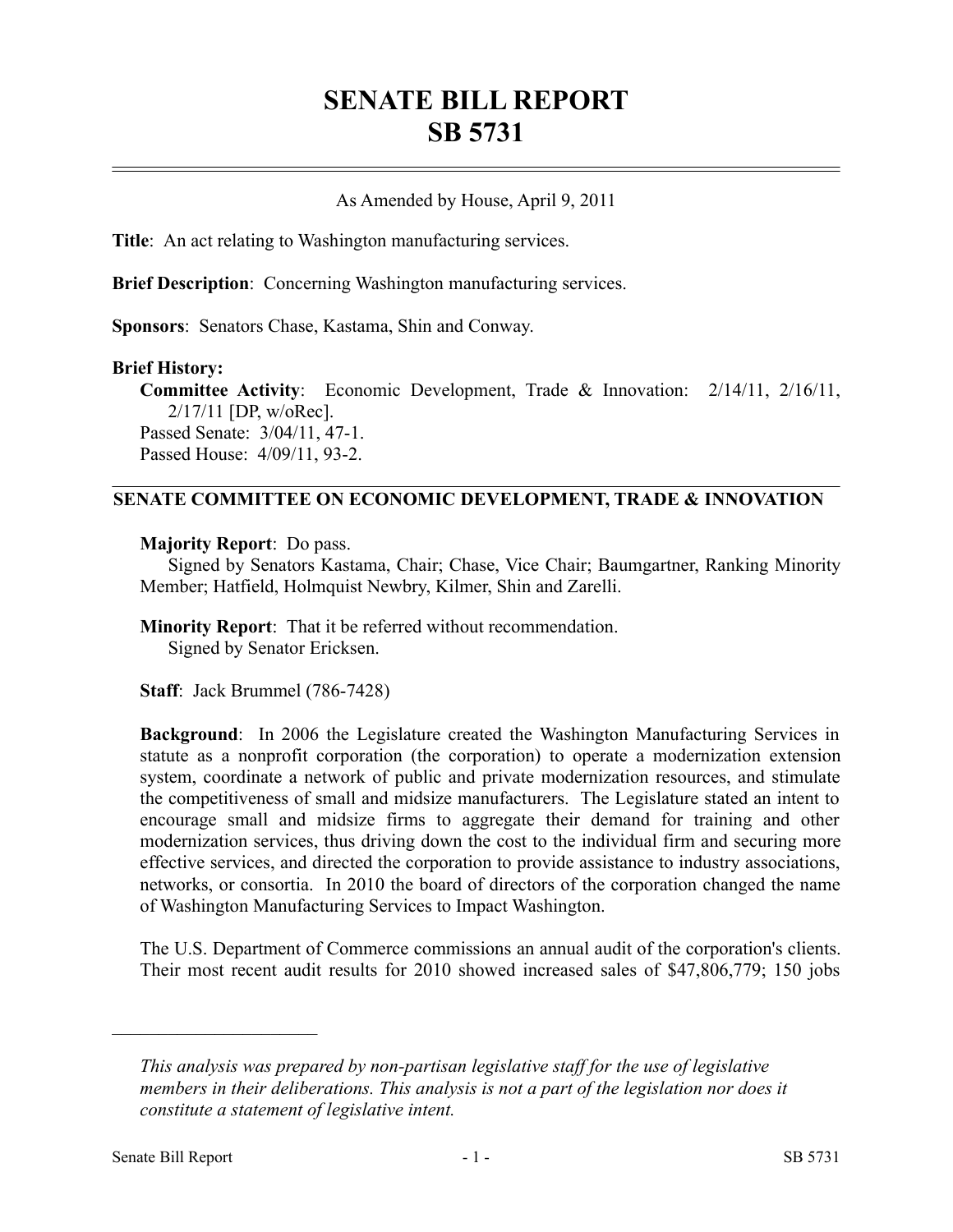# SENATE BILL REPORT
# SB 5731

As Amended by House, April 9, 2011

**Title**: An act relating to Washington manufacturing services.

**Brief Description**: Concerning Washington manufacturing services.

**Sponsors**: Senators Chase, Kastama, Shin and Conway.

**Brief History:**

**Committee Activity**: Economic Development, Trade & Innovation: 2/14/11, 2/16/11, 2/17/11 [DP, w/oRec].

Passed Senate: 3/04/11, 47-1.

Passed House: 4/09/11, 93-2.

## SENATE COMMITTEE ON ECONOMIC DEVELOPMENT, TRADE & INNOVATION

**Majority Report**: Do pass.

Signed by Senators Kastama, Chair; Chase, Vice Chair; Baumgartner, Ranking Minority Member; Hatfield, Holmquist Newbry, Kilmer, Shin and Zarelli.

**Minority Report**: That it be referred without recommendation.

Signed by Senator Ericksen.

**Staff**: Jack Brummel (786-7428)

**Background**: In 2006 the Legislature created the Washington Manufacturing Services in statute as a nonprofit corporation (the corporation) to operate a modernization extension system, coordinate a network of public and private modernization resources, and stimulate the competitiveness of small and midsize manufacturers. The Legislature stated an intent to encourage small and midsize firms to aggregate their demand for training and other modernization services, thus driving down the cost to the individual firm and securing more effective services, and directed the corporation to provide assistance to industry associations, networks, or consortia. In 2010 the board of directors of the corporation changed the name of Washington Manufacturing Services to Impact Washington.

The U.S. Department of Commerce commissions an annual audit of the corporation's clients. Their most recent audit results for 2010 showed increased sales of $47,806,779; 150 jobs

---

*This analysis was prepared by non-partisan legislative staff for the use of legislative members in their deliberations. This analysis is not a part of the legislation nor does it constitute a statement of legislative intent.*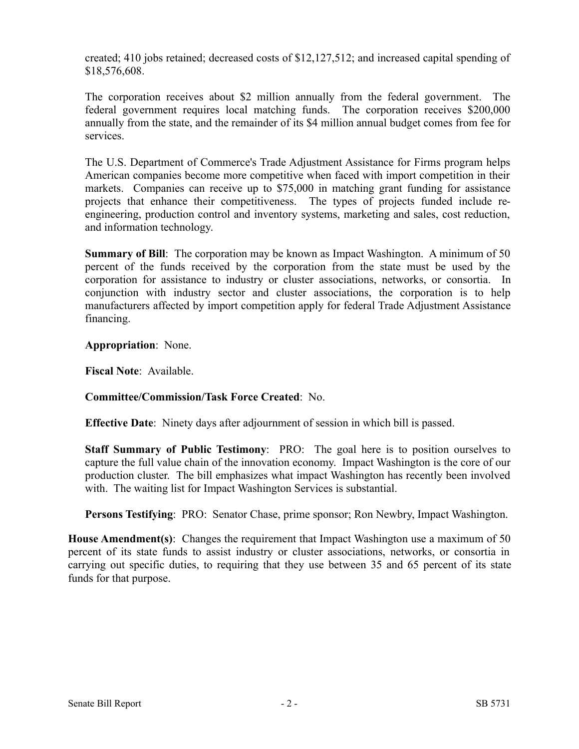created; 410 jobs retained; decreased costs of $12,127,512; and increased capital spending of $18,576,608.

The corporation receives about $2 million annually from the federal government. The federal government requires local matching funds. The corporation receives $200,000 annually from the state, and the remainder of its $4 million annual budget comes from fee for services.

The U.S. Department of Commerce's Trade Adjustment Assistance for Firms program helps American companies become more competitive when faced with import competition in their markets. Companies can receive up to $75,000 in matching grant funding for assistance projects that enhance their competitiveness. The types of projects funded include re-engineering, production control and inventory systems, marketing and sales, cost reduction, and information technology.

**Summary of Bill**: The corporation may be known as Impact Washington. A minimum of 50 percent of the funds received by the corporation from the state must be used by the corporation for assistance to industry or cluster associations, networks, or consortia. In conjunction with industry sector and cluster associations, the corporation is to help manufacturers affected by import competition apply for federal Trade Adjustment Assistance financing.

**Appropriation**: None.

**Fiscal Note**: Available.

**Committee/Commission/Task Force Created**: No.

**Effective Date**: Ninety days after adjournment of session in which bill is passed.

**Staff Summary of Public Testimony**: PRO: The goal here is to position ourselves to capture the full value chain of the innovation economy. Impact Washington is the core of our production cluster. The bill emphasizes what impact Washington has recently been involved with. The waiting list for Impact Washington Services is substantial.

**Persons Testifying**: PRO: Senator Chase, prime sponsor; Ron Newbry, Impact Washington.

**House Amendment(s)**: Changes the requirement that Impact Washington use a maximum of 50 percent of its state funds to assist industry or cluster associations, networks, or consortia in carrying out specific duties, to requiring that they use between 35 and 65 percent of its state funds for that purpose.